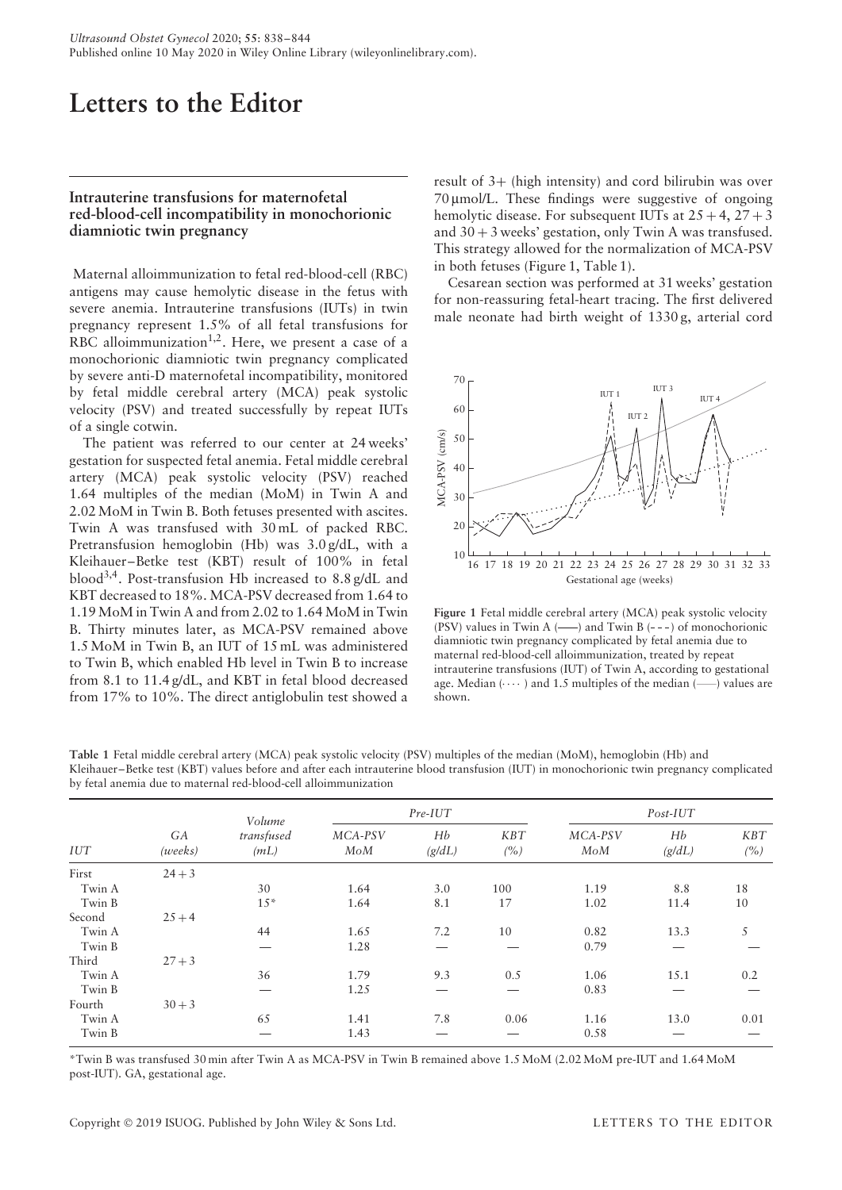# Letters to the Editor

## Intrauterine transfusions for maternofetal red-blood-cell incompatibility in monochorionic diamniotic twin pregnancy

Maternal alloimmunization to fetal red-blood-cell (RBC) antigens may cause hemolytic disease in the fetus with severe anemia. Intrauterine transfusions (IUTs) in twin pregnancy represent 1.5% of all fetal transfusions for RBC alloimmunization[1,2]. Here, we present a case of a monochorionic diamniotic twin pregnancy complicated by severe anti-D maternofetal incompatibility, monitored by fetal middle cerebral artery (MCA) peak systolic velocity (PSV) and treated successfully by repeat IUTs of a single cotwin.

The patient was referred to our center at 24 weeks' gestation for suspected fetal anemia. Fetal middle cerebral artery (MCA) peak systolic velocity (PSV) reached 1.64 multiples of the median (MoM) in Twin A and 2.02 MoM in Twin B. Both fetuses presented with ascites. Twin A was transfused with 30 mL of packed RBC. Pretransfusion hemoglobin (Hb) was 3.0 g/dL, with a Kleihauer–Betke test (KBT) result of 100% in fetal blood[3,4]. Post-transfusion Hb increased to 8.8 g/dL and KBT decreased to 18%. MCA-PSV decreased from 1.64 to 1.19 MoM in Twin A and from 2.02 to 1.64 MoM in Twin B. Thirty minutes later, as MCA-PSV remained above 1.5 MoM in Twin B, an IUT of 15 mL was administered to Twin B, which enabled Hb level in Twin B to increase from 8.1 to 11.4 g/dL, and KBT in fetal blood decreased from 17% to 10%. The direct antiglobulin test showed a result of 3+ (high intensity) and cord bilirubin was over 70 µmol/L. These findings were suggestive of ongoing hemolytic disease. For subsequent IUTs at 25 + 4, 27 + 3 and 30 + 3 weeks' gestation, only Twin A was transfused. This strategy allowed for the normalization of MCA-PSV in both fetuses (Figure 1, Table 1).

Cesarean section was performed at 31 weeks' gestation for non-reassuring fetal-heart tracing. The first delivered male neonate had birth weight of 1330 g, arterial cord

**Figure 1** Fetal middle cerebral artery (MCA) peak systolic velocity (PSV) values in Twin A (——) and Twin B (- - -) of monochorionic diamniotic twin pregnancy complicated by fetal anemia due to maternal red-blood-cell alloimmunization, treated by repeat intrauterine transfusions (IUT) of Twin A, according to gestational age. Median (⋯⋯) and 1.5 multiples of the median (——) values are shown.

**Table 1** Fetal middle cerebral artery (MCA) peak systolic velocity (PSV) multiples of the median (MoM), hemoglobin (Hb) and Kleihauer–Betke test (KBT) values before and after each intrauterine blood transfusion (IUT) in monochorionic twin pregnancy complicated by fetal anemia due to maternal red-blood-cell alloimmunization

| IUT | GA (weeks) | Volume transfused (mL) | Pre-IUT | | | Post-IUT | | |
|---|---|---|---|---|---|---|---|---|
| | | | MCA-PSV MoM | Hb (g/dL) | KBT (%) | MCA-PSV MoM | Hb (g/dL) | KBT (%) |
| First | 24 + 3 | | | | | | | |
| Twin A | | 30 | 1.64 | 3.0 | 100 | 1.19 | 8.8 | 18 |
| Twin B | | 15* | 1.64 | 8.1 | 17 | 1.02 | 11.4 | 10 |
| Second | 25 + 4 | | | | | | | |
| Twin A | | 44 | 1.65 | 7.2 | 10 | 0.82 | 13.3 | 5 |
| Twin B | | — | 1.28 | — | — | 0.79 | — | — |
| Third | 27 + 3 | | | | | | | |
| Twin A | | 36 | 1.79 | 9.3 | 0.5 | 1.06 | 15.1 | 0.2 |
| Twin B | | — | 1.25 | — | — | 0.83 | — | — |
| Fourth | 30 + 3 | | | | | | | |
| Twin A | | 65 | 1.41 | 7.8 | 0.06 | 1.16 | 13.0 | 0.01 |
| Twin B | | — | 1.43 | — | — | 0.58 | — | — |

*Twin B was transfused 30 min after Twin A as MCA-PSV in Twin B remained above 1.5 MoM (2.02 MoM pre-IUT and 1.64 MoM post-IUT). GA, gestational age.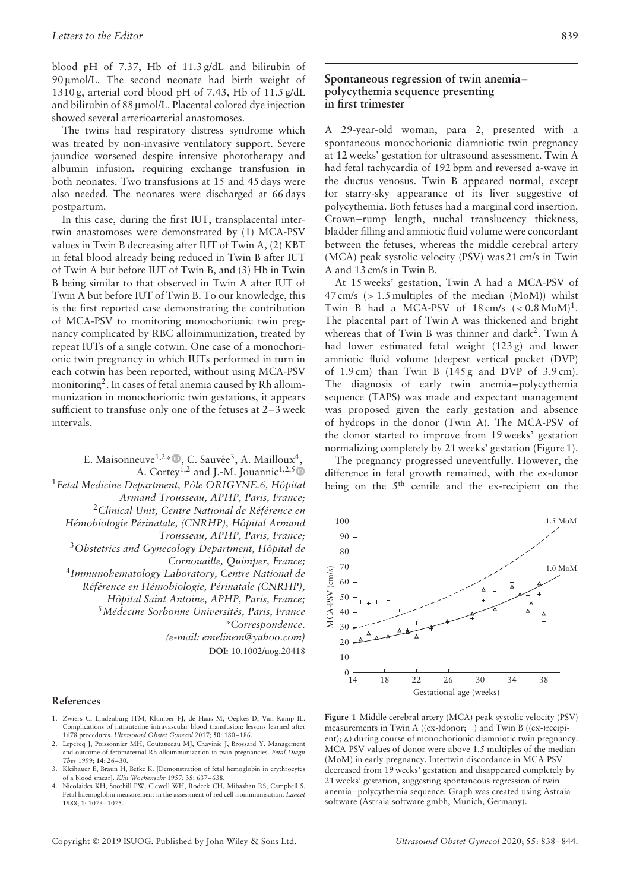blood pH of 7.37, Hb of 11.3 g/dL and bilirubin of 90 μmol/L. The second neonate had birth weight of 1310 g, arterial cord blood pH of 7.43, Hb of 11.5 g/dL and bilirubin of 88 μmol/L. Placental colored dye injection showed several arterioarterial anastomoses.

The twins had respiratory distress syndrome which was treated by non-invasive ventilatory support. Severe jaundice worsened despite intensive phototherapy and albumin infusion, requiring exchange transfusion in both neonates. Two transfusions at 15 and 45 days were also needed. The neonates were discharged at 66 days postpartum.

In this case, during the first IUT, transplacental intertwin anastomoses were demonstrated by (1) MCA-PSV values in Twin B decreasing after IUT of Twin A, (2) KBT in fetal blood already being reduced in Twin B after IUT of Twin A but before IUT of Twin B, and (3) Hb in Twin B being similar to that observed in Twin A after IUT of Twin A but before IUT of Twin B. To our knowledge, this is the first reported case demonstrating the contribution of MCA-PSV to monitoring monochorionic twin pregnancy complicated by RBC alloimmunization, treated by repeat IUTs of a single cotwin. One case of a monochorionic twin pregnancy in which IUTs performed in turn in each cotwin has been reported, without using MCA-PSV monitoring[2]. In cases of fetal anemia caused by Rh alloimmunization in monochorionic twin gestations, it appears sufficient to transfuse only one of the fetuses at 2–3 week intervals.

E. Maisonneuve[1,2]*, C. Sauvée[3], A. Mailloux[4], A. Cortey[1,2] and J.-M. Jouannic[1,2,5]

[1]*Fetal Medicine Department, Pôle ORIGYNE.6, Hôpital Armand Trousseau, APHP, Paris, France;*
[2]*Clinical Unit, Centre National de Référence en Hémobiologie Périnatale, (CNRHP), Hôpital Armand Trousseau, APHP, Paris, France;*
[3]*Obstetrics and Gynecology Department, Hôpital de Cornouaille, Quimper, France;*
[4]*Immunohematology Laboratory, Centre National de Référence en Hémobiologie, Périnatale (CNRHP), Hôpital Saint Antoine, APHP, Paris, France;*
[5]*Médecine Sorbonne Universités, Paris, France*
*\*Correspondence.*
*(e-mail: emelinem@yahoo.com)*
**DOI:** 10.1002/uog.20418

## References

1. Zwiers C, Lindenburg ITM, Klumper FJ, de Haas M, Oepkes D, Van Kamp IL. Complications of intrauterine intravascular blood transfusion: lessons learned after 1678 procedures. *Ultrasound Obstet Gynecol* 2017; **50**: 180–186.
2. Lepercq J, Poissonnier MH, Coutanceau MJ, Chavinie J, Brossard Y. Management and outcome of fetomaternal Rh alloimmunization in twin pregnancies. *Fetal Diagn Ther* 1999; **14**: 26–30.
3. Kleihauer E, Braun H, Betke K. [Demonstration of fetal hemoglobin in erythrocytes of a blood smear]. *Klin Wochenschr* 1957; **35**: 637–638.
4. Nicolaides KH, Soothill PW, Clewell WH, Rodeck CH, Mibashan RS, Campbell S. Fetal haemoglobin measurement in the assessment of red cell isoimmunisation. *Lancet* 1988; **1**: 1073–1075.

## Spontaneous regression of twin anemia–polycythemia sequence presenting in first trimester

A 29-year-old woman, para 2, presented with a spontaneous monochorionic diamniotic twin pregnancy at 12 weeks' gestation for ultrasound assessment. Twin A had fetal tachycardia of 192 bpm and reversed a-wave in the ductus venosus. Twin B appeared normal, except for starry-sky appearance of its liver suggestive of polycythemia. Both fetuses had a marginal cord insertion. Crown–rump length, nuchal translucency thickness, bladder filling and amniotic fluid volume were concordant between the fetuses, whereas the middle cerebral artery (MCA) peak systolic velocity (PSV) was 21 cm/s in Twin A and 13 cm/s in Twin B.

At 15 weeks' gestation, Twin A had a MCA-PSV of 47 cm/s (> 1.5 multiples of the median (MoM)) whilst Twin B had a MCA-PSV of 18 cm/s (< 0.8 MoM)[1]. The placental part of Twin A was thickened and bright whereas that of Twin B was thinner and dark[2]. Twin A had lower estimated fetal weight (123 g) and lower amniotic fluid volume (deepest vertical pocket (DVP) of 1.9 cm) than Twin B (145 g and DVP of 3.9 cm). The diagnosis of early twin anemia–polycythemia sequence (TAPS) was made and expectant management was proposed given the early gestation and absence of hydrops in the donor (Twin A). The MCA-PSV of the donor started to improve from 19 weeks' gestation normalizing completely by 21 weeks' gestation (Figure 1).

The pregnancy progressed uneventfully. However, the difference in fetal growth remained, with the ex-donor being on the 5[th] centile and the ex-recipient on the

1.5 MoM
1.0 MoM
MCA-PSV (cm/s)
0
10
20
30
40
50
60
70
80
90
100
14
18
22
26
30
34
38
Gestational age (weeks)

**Figure 1** Middle cerebral artery (MCA) peak systolic velocity (PSV) measurements in Twin A ((ex-)donor; +) and Twin B ((ex-)recipient; Δ) during course of monochorionic diamniotic twin pregnancy. MCA-PSV values of donor were above 1.5 multiples of the median (MoM) in early pregnancy. Intertwin discordance in MCA-PSV decreased from 19 weeks' gestation and disappeared completely by 21 weeks' gestation, suggesting spontaneous regression of twin anemia–polycythemia sequence. Graph was created using Astraia software (Astraia software gmbh, Munich, Germany).